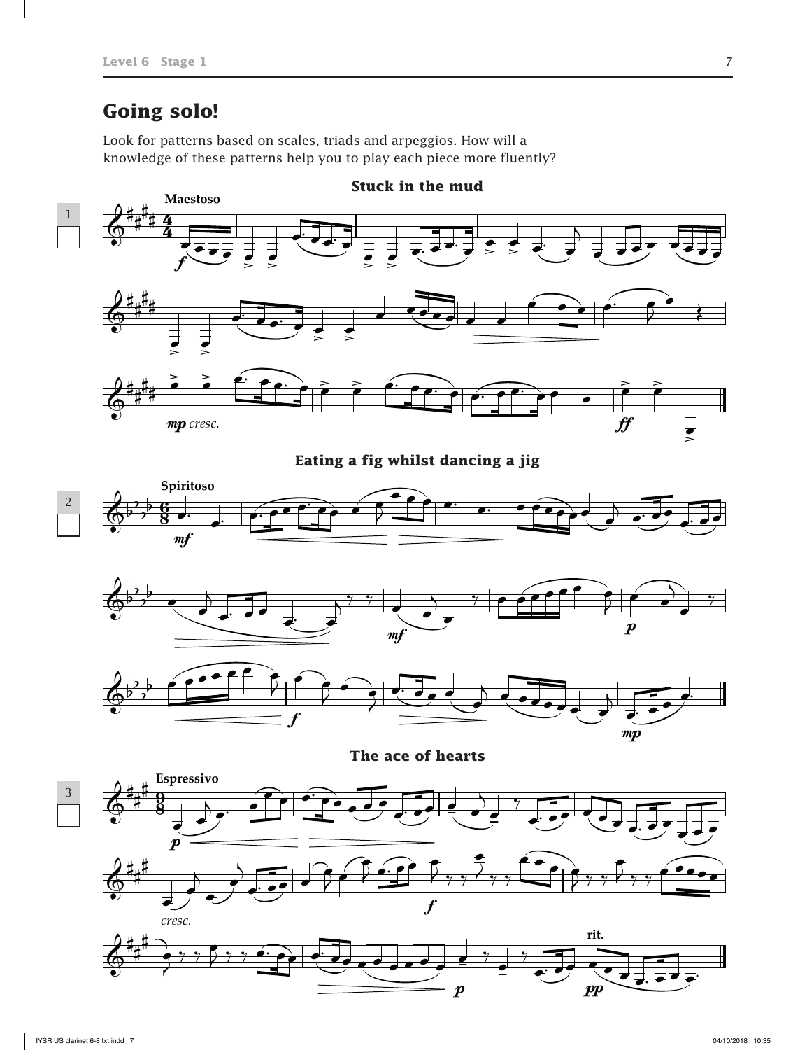## Going solo!

Look for patterns based on scales, triads and arpeggios. How will a knowledge of these patterns help you to play each piece more fluently?

1

### Stuck in the mud

**Maestoso**

2

### Eating a fig whilst dancing a jig

**Spiritoso**

3

### The ace of hearts

**Espressivo**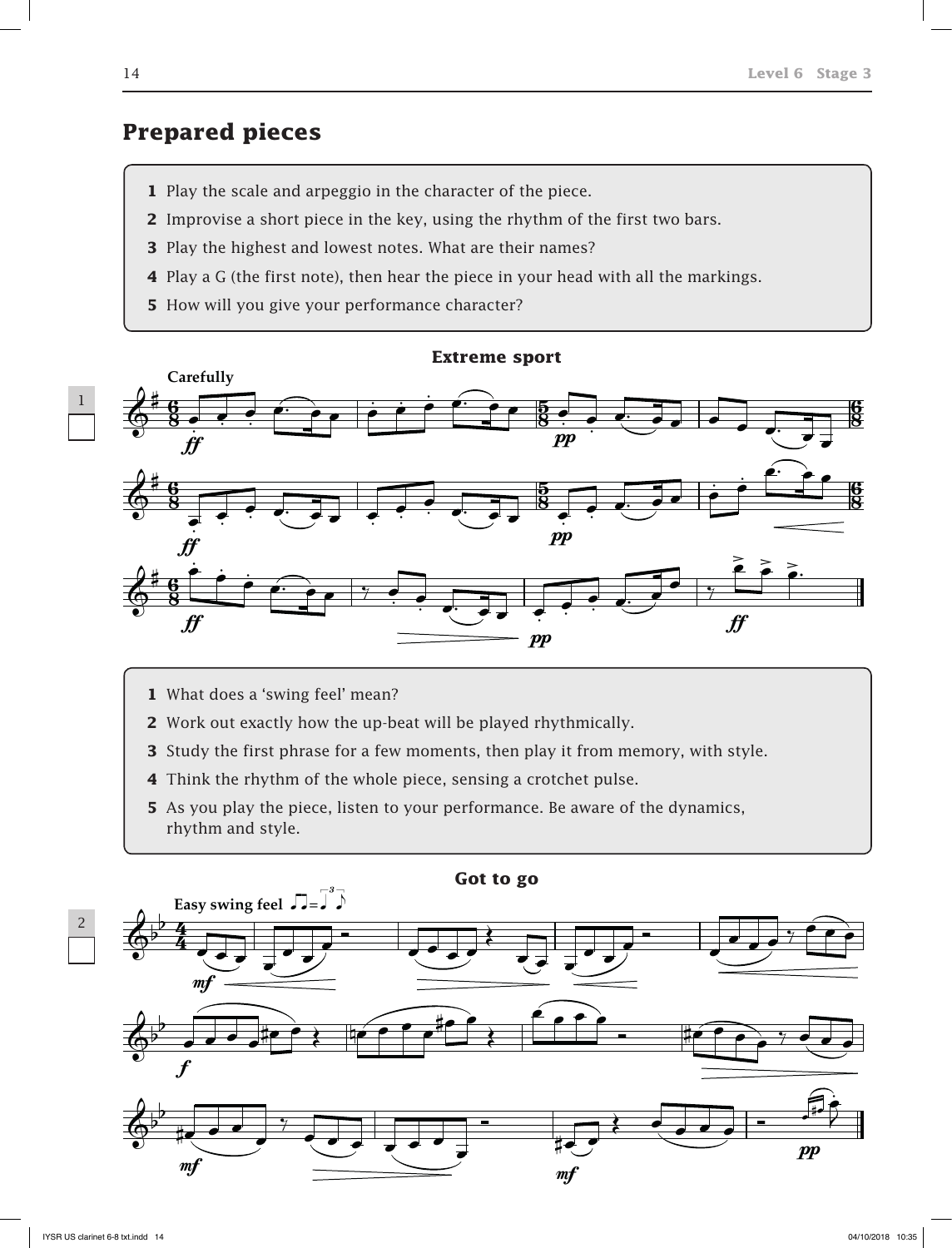## Prepared pieces

1. Play the scale and arpeggio in the character of the piece.
2. Improvise a short piece in the key, using the rhythm of the first two bars.
3. Play the highest and lowest notes. What are their names?
4. Play a G (the first note), then hear the piece in your head with all the markings.
5. How will you give your performance character?

1

### Extreme sport

1. What does a 'swing feel' mean?
2. Work out exactly how the up-beat will be played rhythmically.
3. Study the first phrase for a few moments, then play it from memory, with style.
4. Think the rhythm of the whole piece, sensing a crotchet pulse.
5. As you play the piece, listen to your performance. Be aware of the dynamics, rhythm and style.

2

### Got to go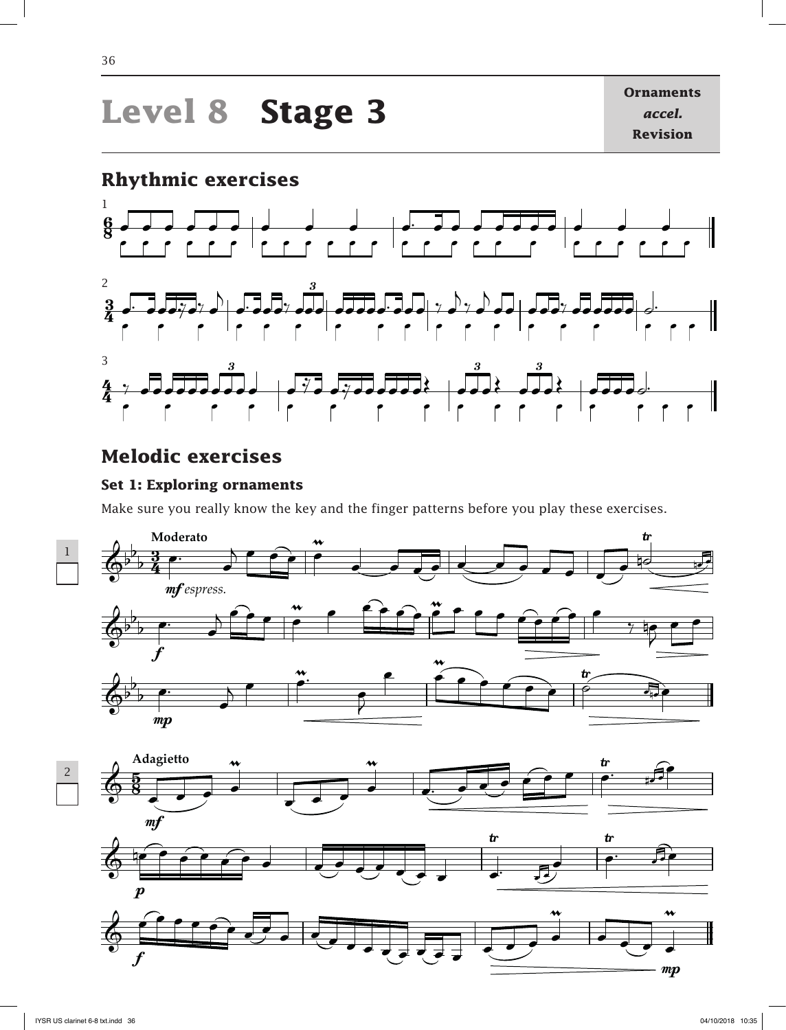# Level 8 Stage 3

**Ornaments**
***accel.***
**Revision**

## Rhythmic exercises

1

2

3

## Melodic exercises

### Set 1: Exploring ornaments

Make sure you really know the key and the finger patterns before you play these exercises.

1

**Moderato**

*mf espress.*

*f*

*mp*

2

**Adagietto**

*mf*

*p*

*f*

*mp*